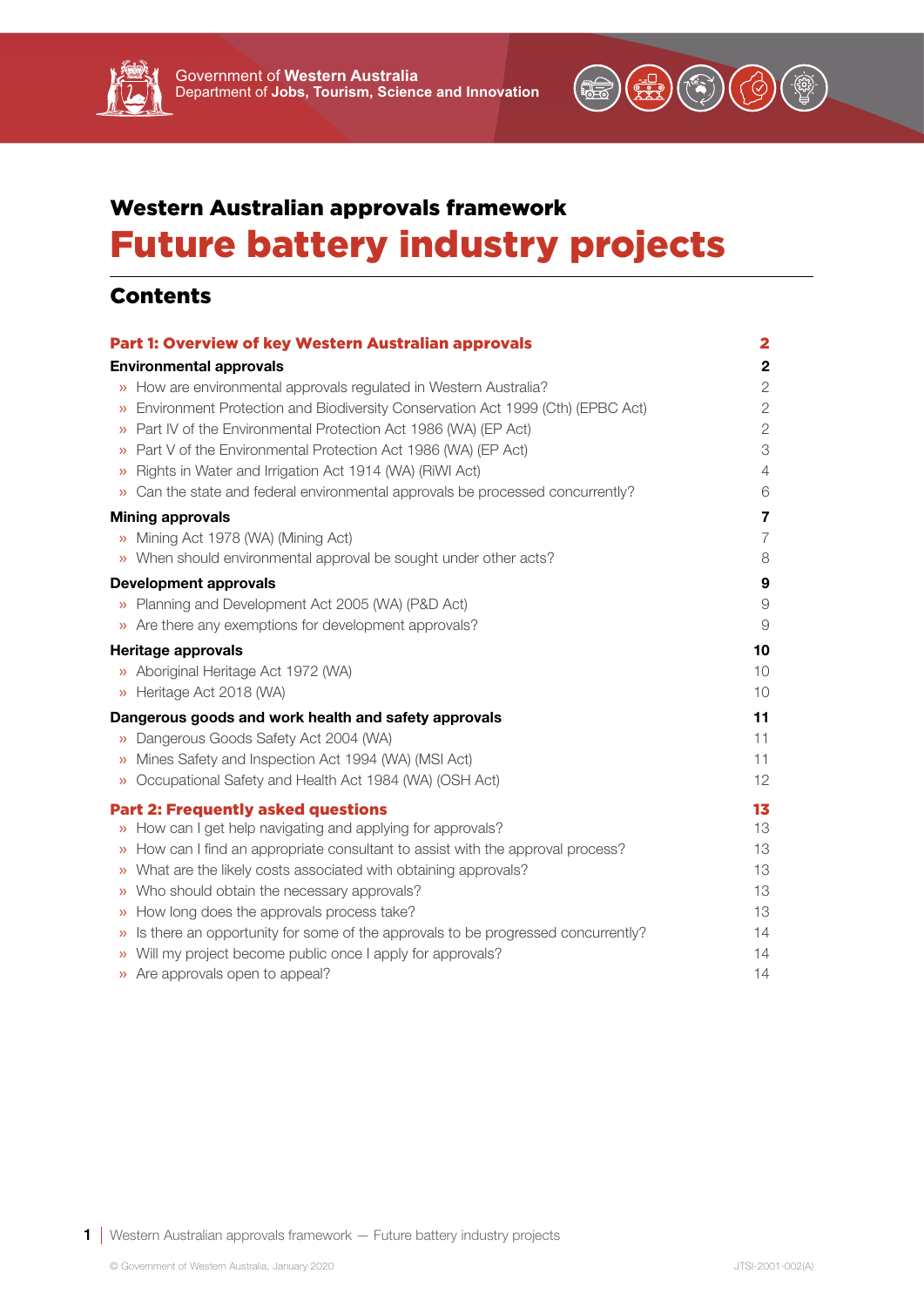Government of **Western Australia**
Department of **Jobs, Tourism, Science and Innovation**

## Western Australian approvals framework

# Future battery industry projects

## Contents

| | |
|---|---|
| **Part 1: Overview of key Western Australian approvals** | **2** |
| **Environmental approvals** | **2** |
| » How are environmental approvals regulated in Western Australia? | 2 |
| » Environment Protection and Biodiversity Conservation Act 1999 (Cth) (EPBC Act) | 2 |
| » Part IV of the Environmental Protection Act 1986 (WA) (EP Act) | 2 |
| » Part V of the Environmental Protection Act 1986 (WA) (EP Act) | 3 |
| » Rights in Water and Irrigation Act 1914 (WA) (RiWI Act) | 4 |
| » Can the state and federal environmental approvals be processed concurrently? | 6 |
| **Mining approvals** | **7** |
| » Mining Act 1978 (WA) (Mining Act) | 7 |
| » When should environmental approval be sought under other acts? | 8 |
| **Development approvals** | **9** |
| » Planning and Development Act 2005 (WA) (P&D Act) | 9 |
| » Are there any exemptions for development approvals? | 9 |
| **Heritage approvals** | **10** |
| » Aboriginal Heritage Act 1972 (WA) | 10 |
| » Heritage Act 2018 (WA) | 10 |
| **Dangerous goods and work health and safety approvals** | **11** |
| » Dangerous Goods Safety Act 2004 (WA) | 11 |
| » Mines Safety and Inspection Act 1994 (WA) (MSI Act) | 11 |
| » Occupational Safety and Health Act 1984 (WA) (OSH Act) | 12 |
| **Part 2: Frequently asked questions** | **13** |
| » How can I get help navigating and applying for approvals? | 13 |
| » How can I find an appropriate consultant to assist with the approval process? | 13 |
| » What are the likely costs associated with obtaining approvals? | 13 |
| » Who should obtain the necessary approvals? | 13 |
| » How long does the approvals process take? | 13 |
| » Is there an opportunity for some of the approvals to be progressed concurrently? | 14 |
| » Will my project become public once I apply for approvals? | 14 |
| » Are approvals open to appeal? | 14 |

© Government of Western Australia, January 2020

JTSI-2001-002(A)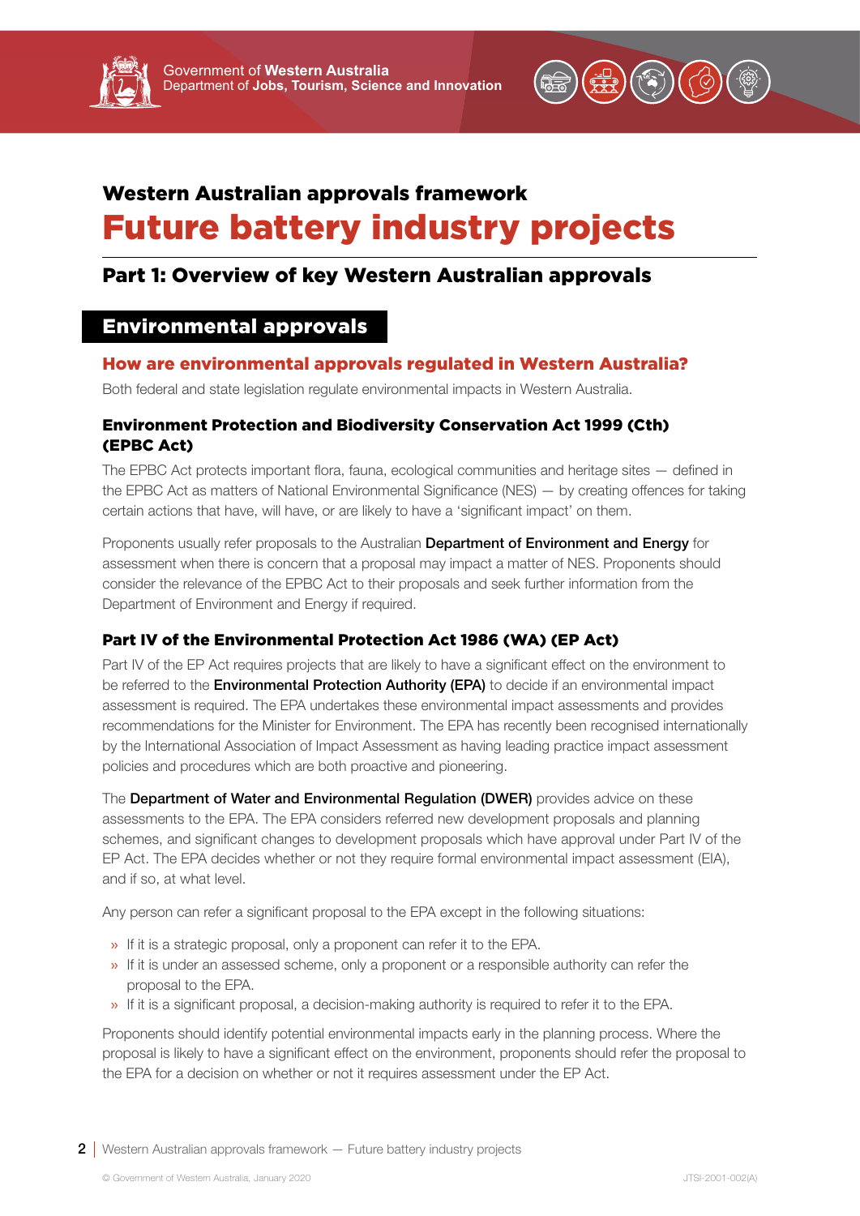## Western Australian approvals framework

# Future battery industry projects

## Part 1: Overview of key Western Australian approvals

## Environmental approvals

### How are environmental approvals regulated in Western Australia?

Both federal and state legislation regulate environmental impacts in Western Australia.

#### Environment Protection and Biodiversity Conservation Act 1999 (Cth) (EPBC Act)

The EPBC Act protects important flora, fauna, ecological communities and heritage sites — defined in the EPBC Act as matters of National Environmental Significance (NES) — by creating offences for taking certain actions that have, will have, or are likely to have a 'significant impact' on them.

Proponents usually refer proposals to the Australian **Department of Environment and Energy** for assessment when there is concern that a proposal may impact a matter of NES. Proponents should consider the relevance of the EPBC Act to their proposals and seek further information from the Department of Environment and Energy if required.

#### Part IV of the Environmental Protection Act 1986 (WA) (EP Act)

Part IV of the EP Act requires projects that are likely to have a significant effect on the environment to be referred to the **Environmental Protection Authority (EPA)** to decide if an environmental impact assessment is required. The EPA undertakes these environmental impact assessments and provides recommendations for the Minister for Environment. The EPA has recently been recognised internationally by the International Association of Impact Assessment as having leading practice impact assessment policies and procedures which are both proactive and pioneering.

The **Department of Water and Environmental Regulation (DWER)** provides advice on these assessments to the EPA. The EPA considers referred new development proposals and planning schemes, and significant changes to development proposals which have approval under Part IV of the EP Act. The EPA decides whether or not they require formal environmental impact assessment (EIA), and if so, at what level.

Any person can refer a significant proposal to the EPA except in the following situations:

- If it is a strategic proposal, only a proponent can refer it to the EPA.
- If it is under an assessed scheme, only a proponent or a responsible authority can refer the proposal to the EPA.
- If it is a significant proposal, a decision-making authority is required to refer it to the EPA.

Proponents should identify potential environmental impacts early in the planning process. Where the proposal is likely to have a significant effect on the environment, proponents should refer the proposal to the EPA for a decision on whether or not it requires assessment under the EP Act.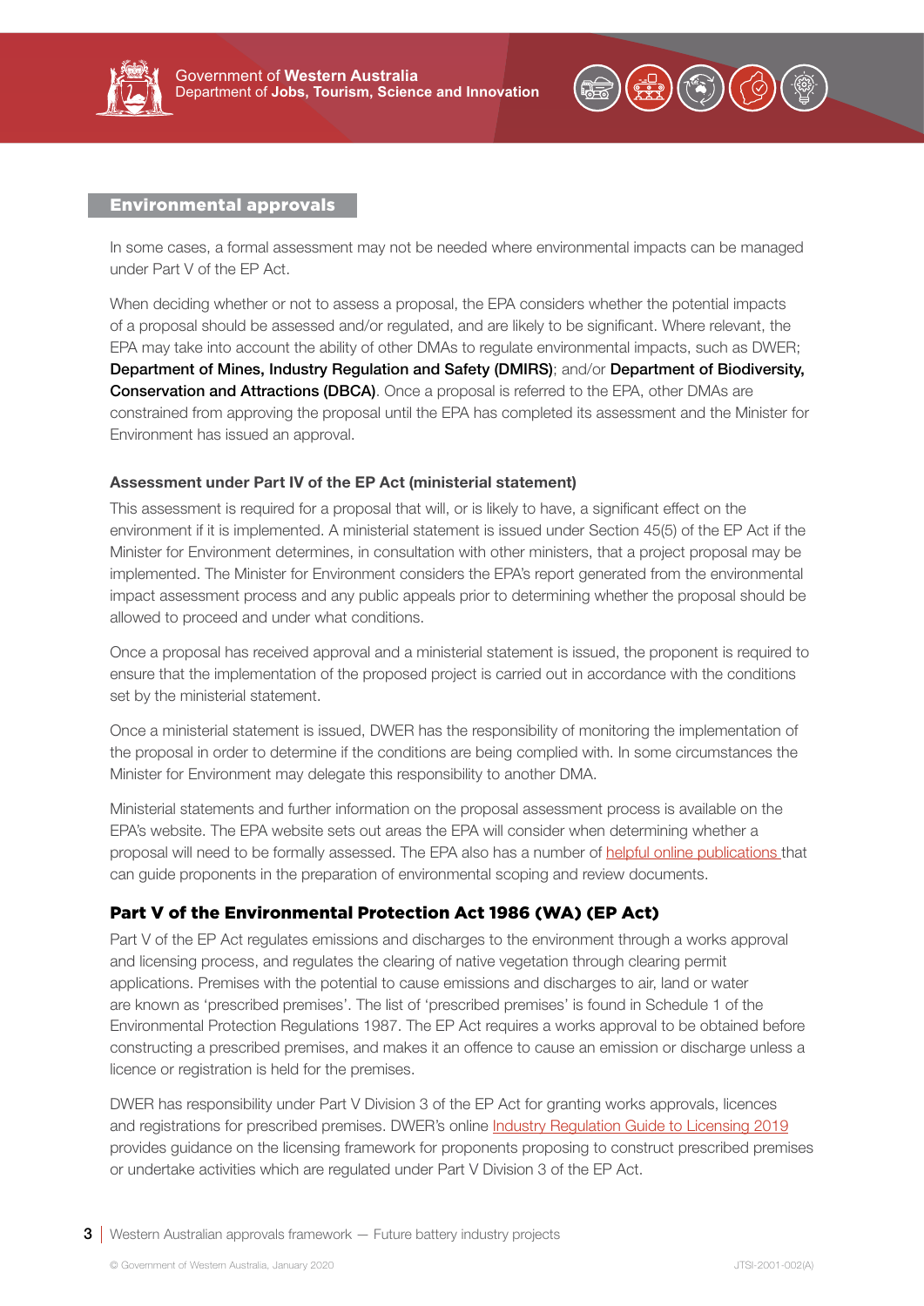## Environmental approvals

In some cases, a formal assessment may not be needed where environmental impacts can be managed under Part V of the EP Act.

When deciding whether or not to assess a proposal, the EPA considers whether the potential impacts of a proposal should be assessed and/or regulated, and are likely to be significant. Where relevant, the EPA may take into account the ability of other DMAs to regulate environmental impacts, such as DWER; **Department of Mines, Industry Regulation and Safety (DMIRS)**; and/or **Department of Biodiversity, Conservation and Attractions (DBCA)**. Once a proposal is referred to the EPA, other DMAs are constrained from approving the proposal until the EPA has completed its assessment and the Minister for Environment has issued an approval.

### Assessment under Part IV of the EP Act (ministerial statement)

This assessment is required for a proposal that will, or is likely to have, a significant effect on the environment if it is implemented. A ministerial statement is issued under Section 45(5) of the EP Act if the Minister for Environment determines, in consultation with other ministers, that a project proposal may be implemented. The Minister for Environment considers the EPA's report generated from the environmental impact assessment process and any public appeals prior to determining whether the proposal should be allowed to proceed and under what conditions.

Once a proposal has received approval and a ministerial statement is issued, the proponent is required to ensure that the implementation of the proposed project is carried out in accordance with the conditions set by the ministerial statement.

Once a ministerial statement is issued, DWER has the responsibility of monitoring the implementation of the proposal in order to determine if the conditions are being complied with. In some circumstances the Minister for Environment may delegate this responsibility to another DMA.

Ministerial statements and further information on the proposal assessment process is available on the EPA's website. The EPA website sets out areas the EPA will consider when determining whether a proposal will need to be formally assessed. The EPA also has a number of helpful online publications that can guide proponents in the preparation of environmental scoping and review documents.

## Part V of the Environmental Protection Act 1986 (WA) (EP Act)

Part V of the EP Act regulates emissions and discharges to the environment through a works approval and licensing process, and regulates the clearing of native vegetation through clearing permit applications. Premises with the potential to cause emissions and discharges to air, land or water are known as 'prescribed premises'. The list of 'prescribed premises' is found in Schedule 1 of the Environmental Protection Regulations 1987. The EP Act requires a works approval to be obtained before constructing a prescribed premises, and makes it an offence to cause an emission or discharge unless a licence or registration is held for the premises.

DWER has responsibility under Part V Division 3 of the EP Act for granting works approvals, licences and registrations for prescribed premises. DWER's online Industry Regulation Guide to Licensing 2019 provides guidance on the licensing framework for proponents proposing to construct prescribed premises or undertake activities which are regulated under Part V Division 3 of the EP Act.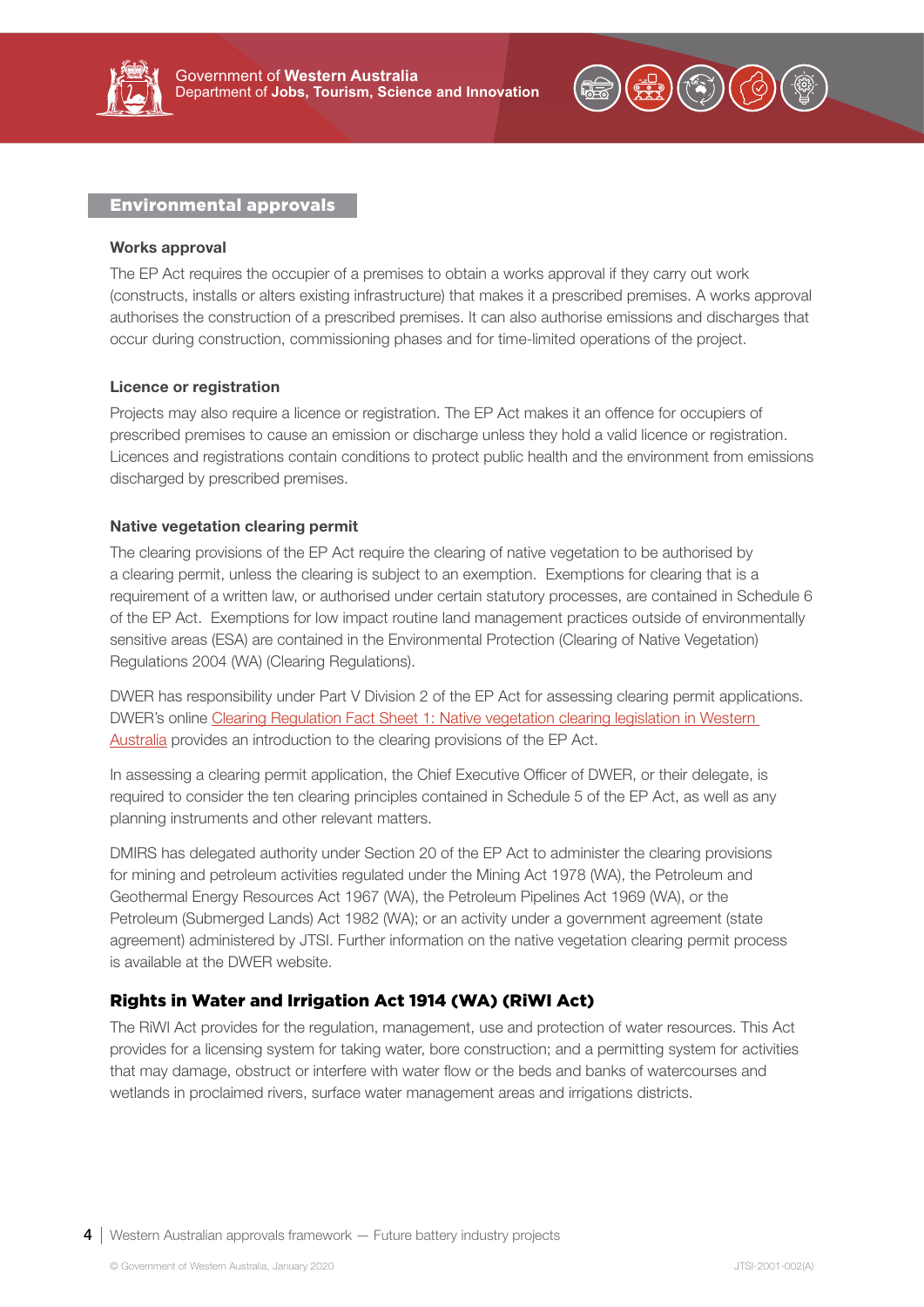## Environmental approvals

### Works approval

The EP Act requires the occupier of a premises to obtain a works approval if they carry out work (constructs, installs or alters existing infrastructure) that makes it a prescribed premises. A works approval authorises the construction of a prescribed premises. It can also authorise emissions and discharges that occur during construction, commissioning phases and for time-limited operations of the project.

### Licence or registration

Projects may also require a licence or registration. The EP Act makes it an offence for occupiers of prescribed premises to cause an emission or discharge unless they hold a valid licence or registration. Licences and registrations contain conditions to protect public health and the environment from emissions discharged by prescribed premises.

### Native vegetation clearing permit

The clearing provisions of the EP Act require the clearing of native vegetation to be authorised by a clearing permit, unless the clearing is subject to an exemption. Exemptions for clearing that is a requirement of a written law, or authorised under certain statutory processes, are contained in Schedule 6 of the EP Act. Exemptions for low impact routine land management practices outside of environmentally sensitive areas (ESA) are contained in the Environmental Protection (Clearing of Native Vegetation) Regulations 2004 (WA) (Clearing Regulations).

DWER has responsibility under Part V Division 2 of the EP Act for assessing clearing permit applications. DWER's online Clearing Regulation Fact Sheet 1: Native vegetation clearing legislation in Western Australia provides an introduction to the clearing provisions of the EP Act.

In assessing a clearing permit application, the Chief Executive Officer of DWER, or their delegate, is required to consider the ten clearing principles contained in Schedule 5 of the EP Act, as well as any planning instruments and other relevant matters.

DMIRS has delegated authority under Section 20 of the EP Act to administer the clearing provisions for mining and petroleum activities regulated under the Mining Act 1978 (WA), the Petroleum and Geothermal Energy Resources Act 1967 (WA), the Petroleum Pipelines Act 1969 (WA), or the Petroleum (Submerged Lands) Act 1982 (WA); or an activity under a government agreement (state agreement) administered by JTSI. Further information on the native vegetation clearing permit process is available at the DWER website.

## Rights in Water and Irrigation Act 1914 (WA) (RiWI Act)

The RiWI Act provides for the regulation, management, use and protection of water resources. This Act provides for a licensing system for taking water, bore construction; and a permitting system for activities that may damage, obstruct or interfere with water flow or the beds and banks of watercourses and wetlands in proclaimed rivers, surface water management areas and irrigations districts.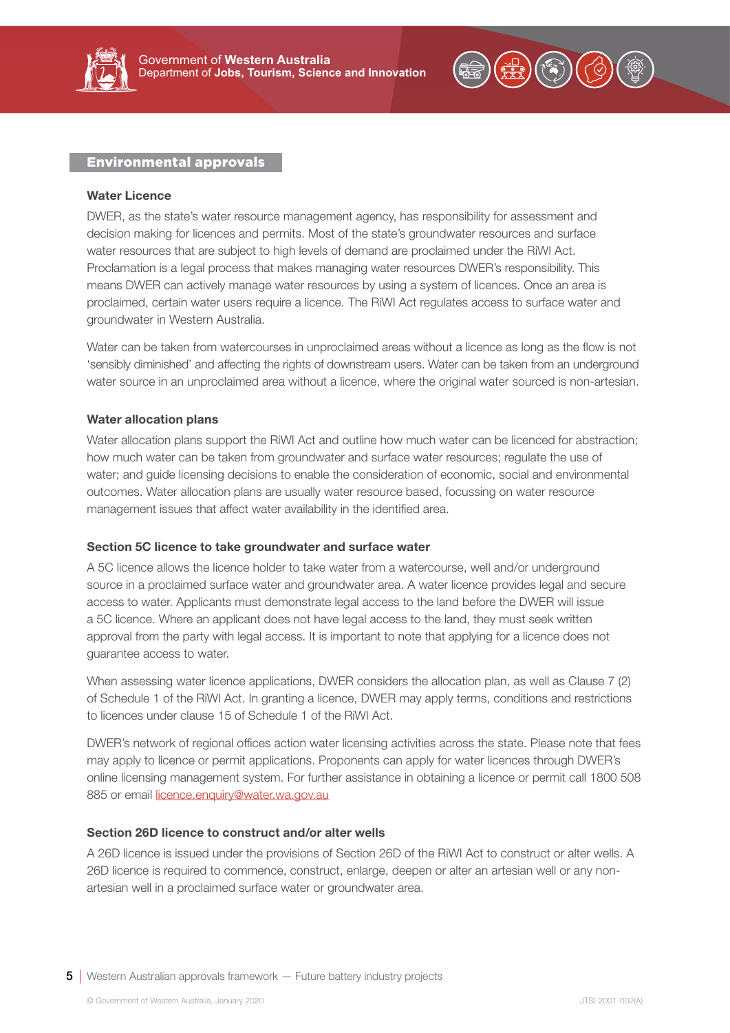## Environmental approvals

### Water Licence

DWER, as the state's water resource management agency, has responsibility for assessment and decision making for licences and permits. Most of the state's groundwater resources and surface water resources that are subject to high levels of demand are proclaimed under the RiWI Act. Proclamation is a legal process that makes managing water resources DWER's responsibility. This means DWER can actively manage water resources by using a system of licences. Once an area is proclaimed, certain water users require a licence. The RiWI Act regulates access to surface water and groundwater in Western Australia.

Water can be taken from watercourses in unproclaimed areas without a licence as long as the flow is not 'sensibly diminished' and affecting the rights of downstream users. Water can be taken from an underground water source in an unproclaimed area without a licence, where the original water sourced is non-artesian.

### Water allocation plans

Water allocation plans support the RiWI Act and outline how much water can be licenced for abstraction; how much water can be taken from groundwater and surface water resources; regulate the use of water; and guide licensing decisions to enable the consideration of economic, social and environmental outcomes. Water allocation plans are usually water resource based, focussing on water resource management issues that affect water availability in the identified area.

### Section 5C licence to take groundwater and surface water

A 5C licence allows the licence holder to take water from a watercourse, well and/or underground source in a proclaimed surface water and groundwater area. A water licence provides legal and secure access to water. Applicants must demonstrate legal access to the land before the DWER will issue a 5C licence. Where an applicant does not have legal access to the land, they must seek written approval from the party with legal access. It is important to note that applying for a licence does not guarantee access to water.

When assessing water licence applications, DWER considers the allocation plan, as well as Clause 7 (2) of Schedule 1 of the RiWI Act. In granting a licence, DWER may apply terms, conditions and restrictions to licences under clause 15 of Schedule 1 of the RiWI Act.

DWER's network of regional offices action water licensing activities across the state. Please note that fees may apply to licence or permit applications. Proponents can apply for water licences through DWER's online licensing management system. For further assistance in obtaining a licence or permit call 1800 508 885 or email licence.enquiry@water.wa.gov.au

### Section 26D licence to construct and/or alter wells

A 26D licence is issued under the provisions of Section 26D of the RiWI Act to construct or alter wells. A 26D licence is required to commence, construct, enlarge, deepen or alter an artesian well or any non-artesian well in a proclaimed surface water or groundwater area.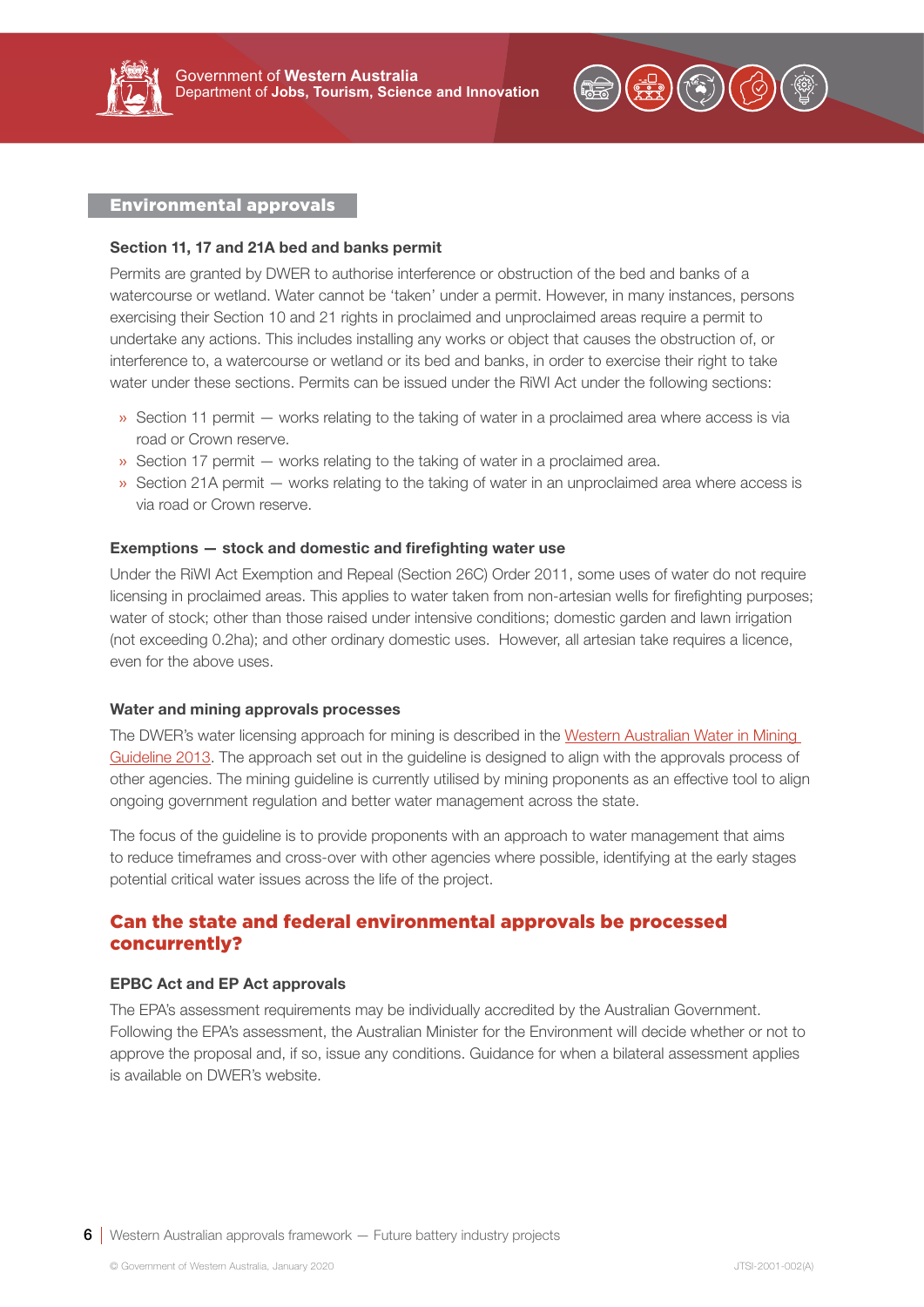## Environmental approvals

### Section 11, 17 and 21A bed and banks permit

Permits are granted by DWER to authorise interference or obstruction of the bed and banks of a watercourse or wetland. Water cannot be 'taken' under a permit. However, in many instances, persons exercising their Section 10 and 21 rights in proclaimed and unproclaimed areas require a permit to undertake any actions. This includes installing any works or object that causes the obstruction of, or interference to, a watercourse or wetland or its bed and banks, in order to exercise their right to take water under these sections. Permits can be issued under the RiWI Act under the following sections:

- Section 11 permit — works relating to the taking of water in a proclaimed area where access is via road or Crown reserve.
- Section 17 permit — works relating to the taking of water in a proclaimed area.
- Section 21A permit — works relating to the taking of water in an unproclaimed area where access is via road or Crown reserve.

### Exemptions — stock and domestic and firefighting water use

Under the RiWI Act Exemption and Repeal (Section 26C) Order 2011, some uses of water do not require licensing in proclaimed areas. This applies to water taken from non-artesian wells for firefighting purposes; water of stock; other than those raised under intensive conditions; domestic garden and lawn irrigation (not exceeding 0.2ha); and other ordinary domestic uses. However, all artesian take requires a licence, even for the above uses.

### Water and mining approvals processes

The DWER's water licensing approach for mining is described in the Western Australian Water in Mining Guideline 2013. The approach set out in the guideline is designed to align with the approvals process of other agencies. The mining guideline is currently utilised by mining proponents as an effective tool to align ongoing government regulation and better water management across the state.

The focus of the guideline is to provide proponents with an approach to water management that aims to reduce timeframes and cross-over with other agencies where possible, identifying at the early stages potential critical water issues across the life of the project.

## Can the state and federal environmental approvals be processed concurrently?

### EPBC Act and EP Act approvals

The EPA's assessment requirements may be individually accredited by the Australian Government. Following the EPA's assessment, the Australian Minister for the Environment will decide whether or not to approve the proposal and, if so, issue any conditions. Guidance for when a bilateral assessment applies is available on DWER's website.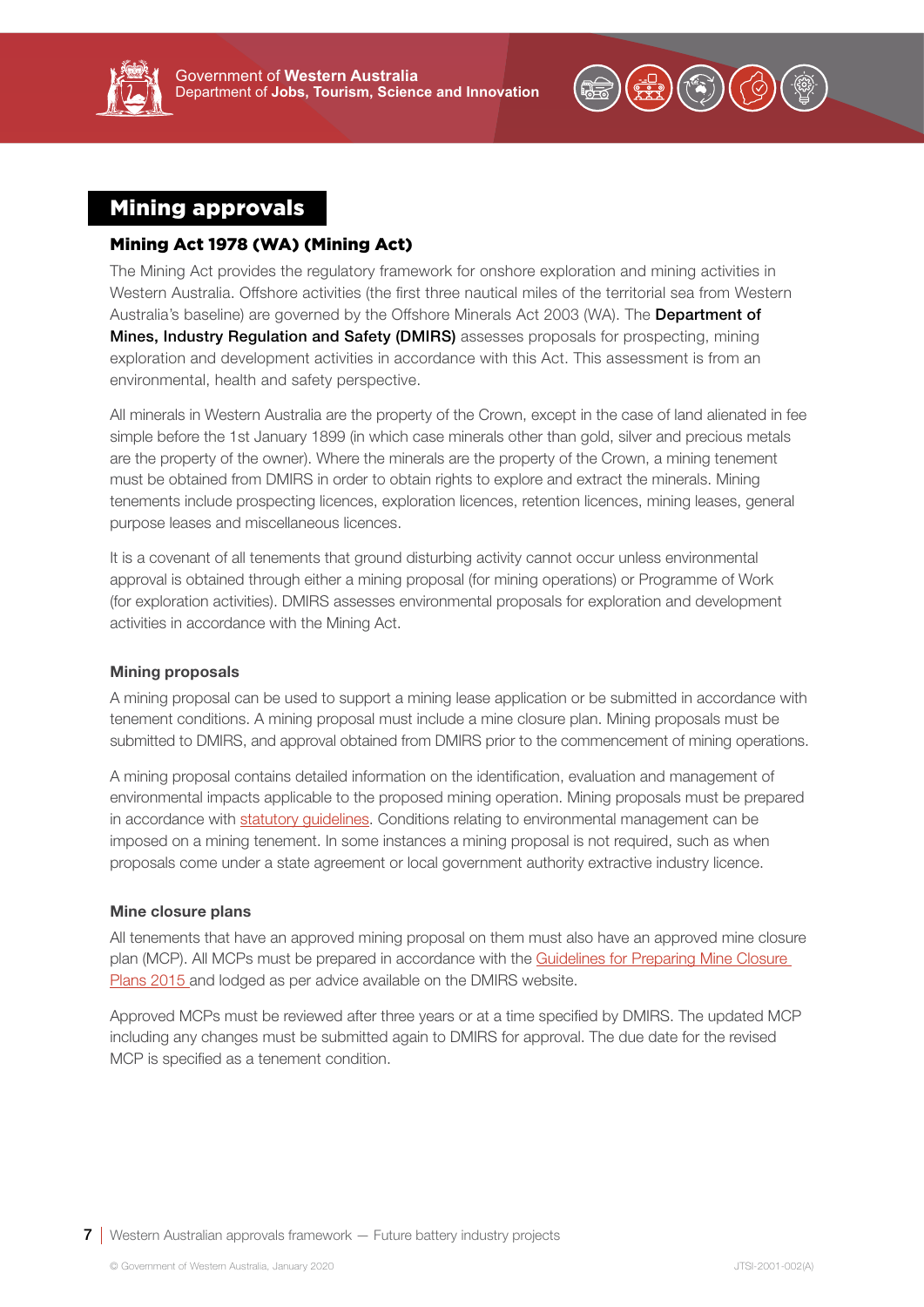# Mining approvals

## Mining Act 1978 (WA) (Mining Act)

The Mining Act provides the regulatory framework for onshore exploration and mining activities in Western Australia. Offshore activities (the first three nautical miles of the territorial sea from Western Australia's baseline) are governed by the Offshore Minerals Act 2003 (WA). The **Department of Mines, Industry Regulation and Safety (DMIRS)** assesses proposals for prospecting, mining exploration and development activities in accordance with this Act. This assessment is from an environmental, health and safety perspective.

All minerals in Western Australia are the property of the Crown, except in the case of land alienated in fee simple before the 1st January 1899 (in which case minerals other than gold, silver and precious metals are the property of the owner). Where the minerals are the property of the Crown, a mining tenement must be obtained from DMIRS in order to obtain rights to explore and extract the minerals. Mining tenements include prospecting licences, exploration licences, retention licences, mining leases, general purpose leases and miscellaneous licences.

It is a covenant of all tenements that ground disturbing activity cannot occur unless environmental approval is obtained through either a mining proposal (for mining operations) or Programme of Work (for exploration activities). DMIRS assesses environmental proposals for exploration and development activities in accordance with the Mining Act.

### Mining proposals

A mining proposal can be used to support a mining lease application or be submitted in accordance with tenement conditions. A mining proposal must include a mine closure plan. Mining proposals must be submitted to DMIRS, and approval obtained from DMIRS prior to the commencement of mining operations.

A mining proposal contains detailed information on the identification, evaluation and management of environmental impacts applicable to the proposed mining operation. Mining proposals must be prepared in accordance with statutory guidelines. Conditions relating to environmental management can be imposed on a mining tenement. In some instances a mining proposal is not required, such as when proposals come under a state agreement or local government authority extractive industry licence.

### Mine closure plans

All tenements that have an approved mining proposal on them must also have an approved mine closure plan (MCP). All MCPs must be prepared in accordance with the Guidelines for Preparing Mine Closure Plans 2015 and lodged as per advice available on the DMIRS website.

Approved MCPs must be reviewed after three years or at a time specified by DMIRS. The updated MCP including any changes must be submitted again to DMIRS for approval. The due date for the revised MCP is specified as a tenement condition.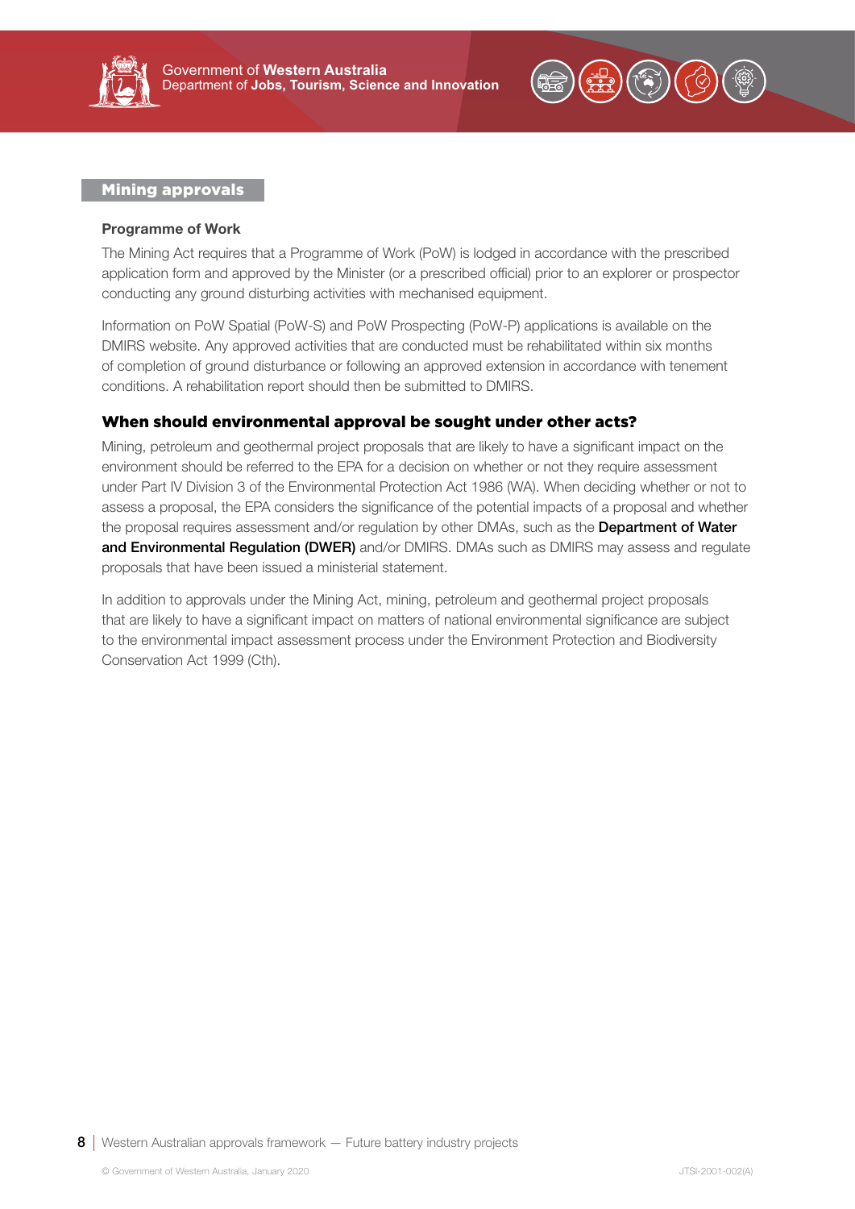## Mining approvals

### Programme of Work

The Mining Act requires that a Programme of Work (PoW) is lodged in accordance with the prescribed application form and approved by the Minister (or a prescribed official) prior to an explorer or prospector conducting any ground disturbing activities with mechanised equipment.

Information on PoW Spatial (PoW-S) and PoW Prospecting (PoW-P) applications is available on the DMIRS website. Any approved activities that are conducted must be rehabilitated within six months of completion of ground disturbance or following an approved extension in accordance with tenement conditions. A rehabilitation report should then be submitted to DMIRS.

## When should environmental approval be sought under other acts?

Mining, petroleum and geothermal project proposals that are likely to have a significant impact on the environment should be referred to the EPA for a decision on whether or not they require assessment under Part IV Division 3 of the Environmental Protection Act 1986 (WA). When deciding whether or not to assess a proposal, the EPA considers the significance of the potential impacts of a proposal and whether the proposal requires assessment and/or regulation by other DMAs, such as the **Department of Water and Environmental Regulation (DWER)** and/or DMIRS. DMAs such as DMIRS may assess and regulate proposals that have been issued a ministerial statement.

In addition to approvals under the Mining Act, mining, petroleum and geothermal project proposals that are likely to have a significant impact on matters of national environmental significance are subject to the environmental impact assessment process under the Environment Protection and Biodiversity Conservation Act 1999 (Cth).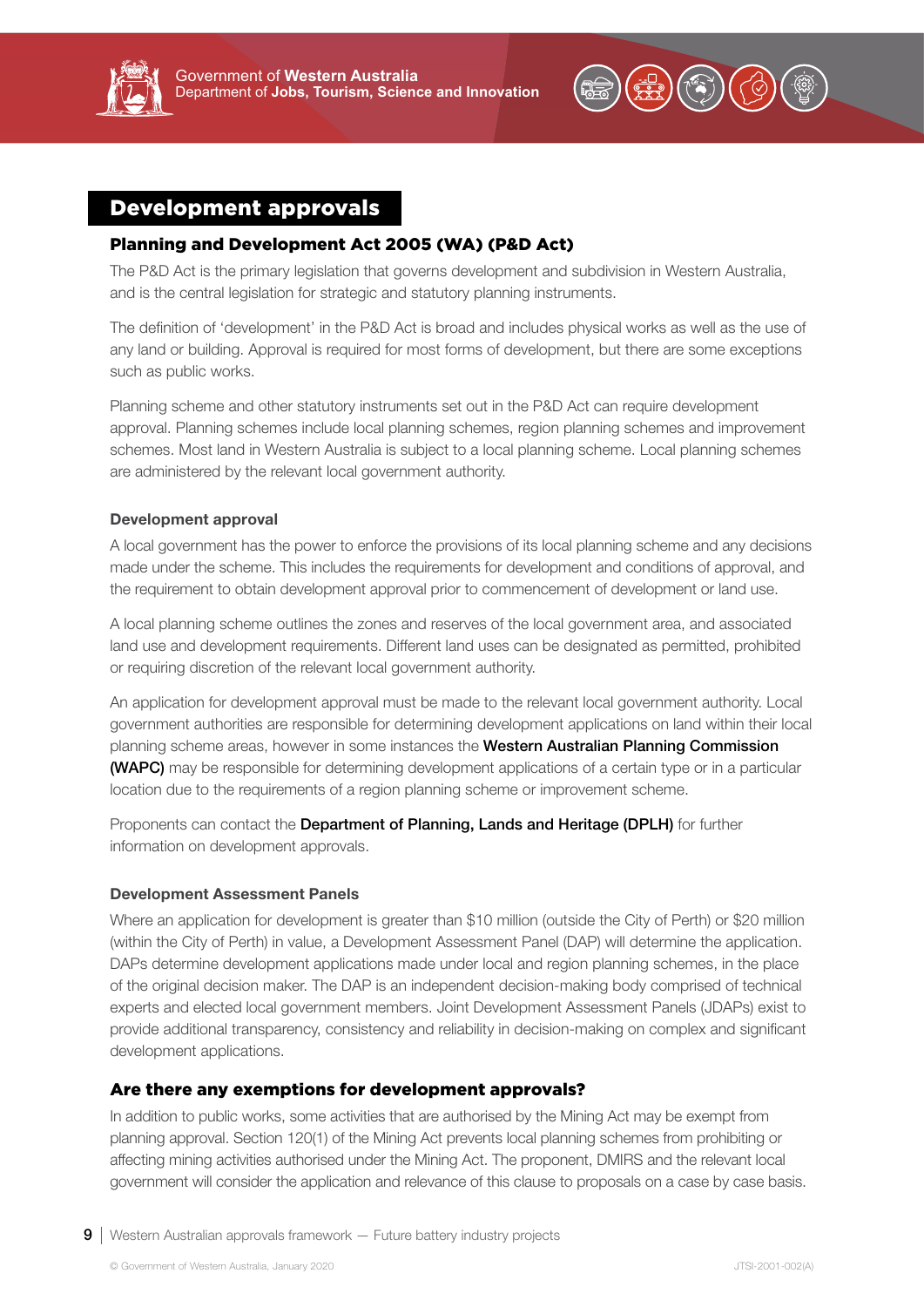# Development approvals

## Planning and Development Act 2005 (WA) (P&D Act)

The P&D Act is the primary legislation that governs development and subdivision in Western Australia, and is the central legislation for strategic and statutory planning instruments.

The definition of 'development' in the P&D Act is broad and includes physical works as well as the use of any land or building. Approval is required for most forms of development, but there are some exceptions such as public works.

Planning scheme and other statutory instruments set out in the P&D Act can require development approval. Planning schemes include local planning schemes, region planning schemes and improvement schemes. Most land in Western Australia is subject to a local planning scheme. Local planning schemes are administered by the relevant local government authority.

### Development approval

A local government has the power to enforce the provisions of its local planning scheme and any decisions made under the scheme. This includes the requirements for development and conditions of approval, and the requirement to obtain development approval prior to commencement of development or land use.

A local planning scheme outlines the zones and reserves of the local government area, and associated land use and development requirements. Different land uses can be designated as permitted, prohibited or requiring discretion of the relevant local government authority.

An application for development approval must be made to the relevant local government authority. Local government authorities are responsible for determining development applications on land within their local planning scheme areas, however in some instances the **Western Australian Planning Commission (WAPC)** may be responsible for determining development applications of a certain type or in a particular location due to the requirements of a region planning scheme or improvement scheme.

Proponents can contact the **Department of Planning, Lands and Heritage (DPLH)** for further information on development approvals.

### Development Assessment Panels

Where an application for development is greater than $10 million (outside the City of Perth) or $20 million (within the City of Perth) in value, a Development Assessment Panel (DAP) will determine the application. DAPs determine development applications made under local and region planning schemes, in the place of the original decision maker. The DAP is an independent decision-making body comprised of technical experts and elected local government members. Joint Development Assessment Panels (JDAPs) exist to provide additional transparency, consistency and reliability in decision-making on complex and significant development applications.

## Are there any exemptions for development approvals?

In addition to public works, some activities that are authorised by the Mining Act may be exempt from planning approval. Section 120(1) of the Mining Act prevents local planning schemes from prohibiting or affecting mining activities authorised under the Mining Act. The proponent, DMIRS and the relevant local government will consider the application and relevance of this clause to proposals on a case by case basis.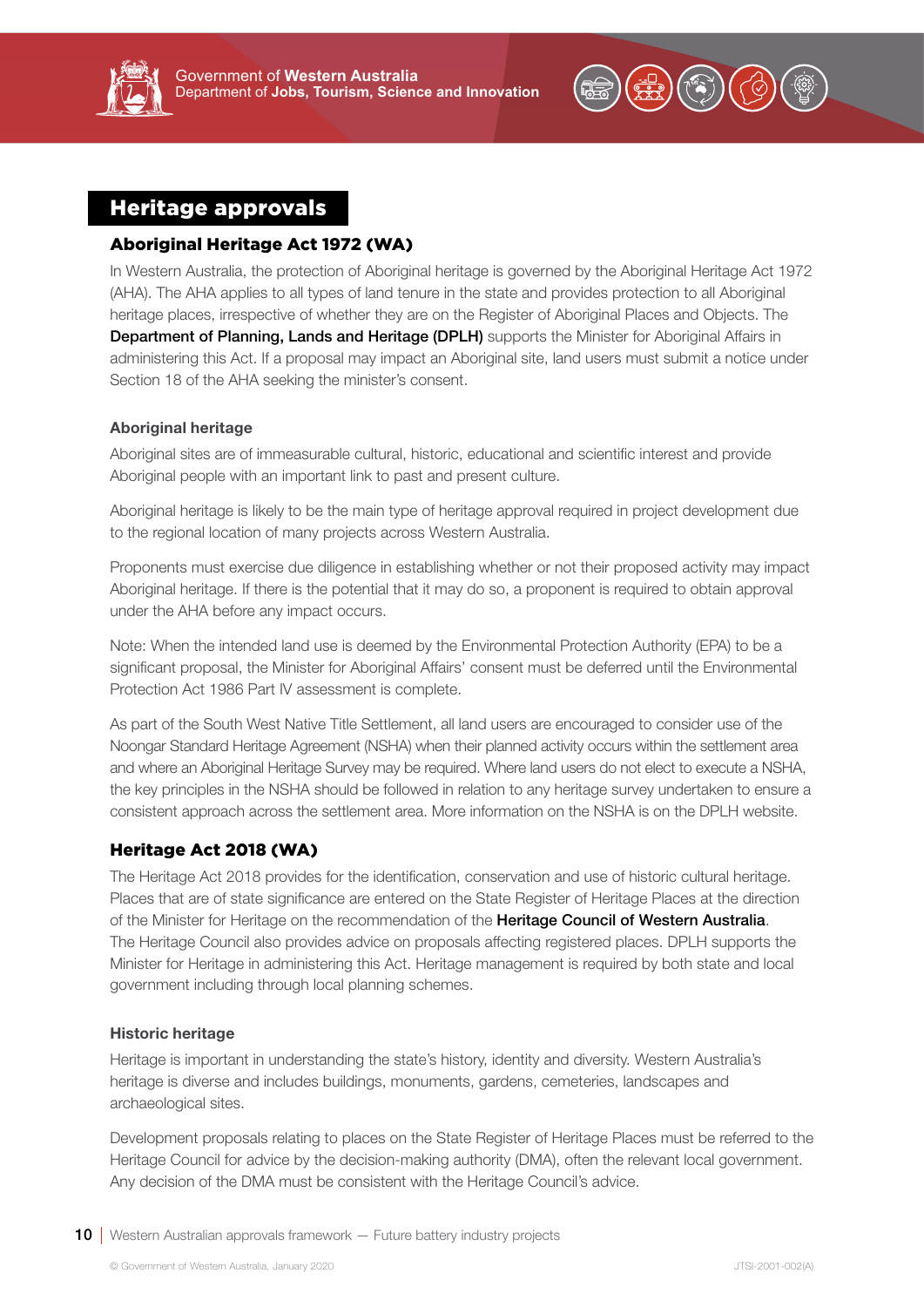# Heritage approvals

## Aboriginal Heritage Act 1972 (WA)

In Western Australia, the protection of Aboriginal heritage is governed by the Aboriginal Heritage Act 1972 (AHA). The AHA applies to all types of land tenure in the state and provides protection to all Aboriginal heritage places, irrespective of whether they are on the Register of Aboriginal Places and Objects. The **Department of Planning, Lands and Heritage (DPLH)** supports the Minister for Aboriginal Affairs in administering this Act. If a proposal may impact an Aboriginal site, land users must submit a notice under Section 18 of the AHA seeking the minister's consent.

### Aboriginal heritage

Aboriginal sites are of immeasurable cultural, historic, educational and scientific interest and provide Aboriginal people with an important link to past and present culture.

Aboriginal heritage is likely to be the main type of heritage approval required in project development due to the regional location of many projects across Western Australia.

Proponents must exercise due diligence in establishing whether or not their proposed activity may impact Aboriginal heritage. If there is the potential that it may do so, a proponent is required to obtain approval under the AHA before any impact occurs.

Note: When the intended land use is deemed by the Environmental Protection Authority (EPA) to be a significant proposal, the Minister for Aboriginal Affairs' consent must be deferred until the Environmental Protection Act 1986 Part IV assessment is complete.

As part of the South West Native Title Settlement, all land users are encouraged to consider use of the Noongar Standard Heritage Agreement (NSHA) when their planned activity occurs within the settlement area and where an Aboriginal Heritage Survey may be required. Where land users do not elect to execute a NSHA, the key principles in the NSHA should be followed in relation to any heritage survey undertaken to ensure a consistent approach across the settlement area. More information on the NSHA is on the DPLH website.

## Heritage Act 2018 (WA)

The Heritage Act 2018 provides for the identification, conservation and use of historic cultural heritage. Places that are of state significance are entered on the State Register of Heritage Places at the direction of the Minister for Heritage on the recommendation of the **Heritage Council of Western Australia**. The Heritage Council also provides advice on proposals affecting registered places. DPLH supports the Minister for Heritage in administering this Act. Heritage management is required by both state and local government including through local planning schemes.

### Historic heritage

Heritage is important in understanding the state's history, identity and diversity. Western Australia's heritage is diverse and includes buildings, monuments, gardens, cemeteries, landscapes and archaeological sites.

Development proposals relating to places on the State Register of Heritage Places must be referred to the Heritage Council for advice by the decision-making authority (DMA), often the relevant local government. Any decision of the DMA must be consistent with the Heritage Council's advice.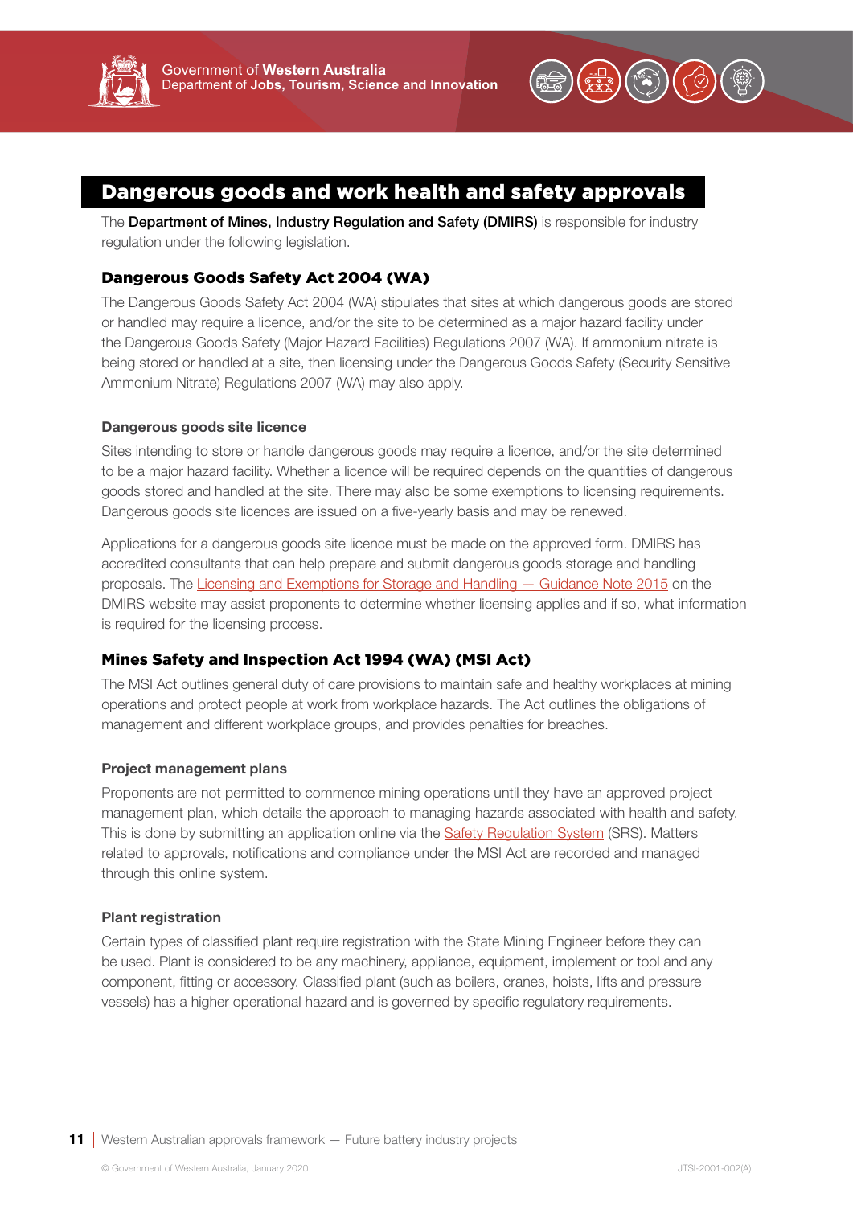## Dangerous goods and work health and safety approvals

The **Department of Mines, Industry Regulation and Safety (DMIRS)** is responsible for industry regulation under the following legislation.

### Dangerous Goods Safety Act 2004 (WA)

The Dangerous Goods Safety Act 2004 (WA) stipulates that sites at which dangerous goods are stored or handled may require a licence, and/or the site to be determined as a major hazard facility under the Dangerous Goods Safety (Major Hazard Facilities) Regulations 2007 (WA). If ammonium nitrate is being stored or handled at a site, then licensing under the Dangerous Goods Safety (Security Sensitive Ammonium Nitrate) Regulations 2007 (WA) may also apply.

#### Dangerous goods site licence

Sites intending to store or handle dangerous goods may require a licence, and/or the site determined to be a major hazard facility. Whether a licence will be required depends on the quantities of dangerous goods stored and handled at the site. There may also be some exemptions to licensing requirements. Dangerous goods site licences are issued on a five-yearly basis and may be renewed.

Applications for a dangerous goods site licence must be made on the approved form. DMIRS has accredited consultants that can help prepare and submit dangerous goods storage and handling proposals. The Licensing and Exemptions for Storage and Handling — Guidance Note 2015 on the DMIRS website may assist proponents to determine whether licensing applies and if so, what information is required for the licensing process.

### Mines Safety and Inspection Act 1994 (WA) (MSI Act)

The MSI Act outlines general duty of care provisions to maintain safe and healthy workplaces at mining operations and protect people at work from workplace hazards. The Act outlines the obligations of management and different workplace groups, and provides penalties for breaches.

#### Project management plans

Proponents are not permitted to commence mining operations until they have an approved project management plan, which details the approach to managing hazards associated with health and safety. This is done by submitting an application online via the Safety Regulation System (SRS). Matters related to approvals, notifications and compliance under the MSI Act are recorded and managed through this online system.

#### Plant registration

Certain types of classified plant require registration with the State Mining Engineer before they can be used. Plant is considered to be any machinery, appliance, equipment, implement or tool and any component, fitting or accessory. Classified plant (such as boilers, cranes, hoists, lifts and pressure vessels) has a higher operational hazard and is governed by specific regulatory requirements.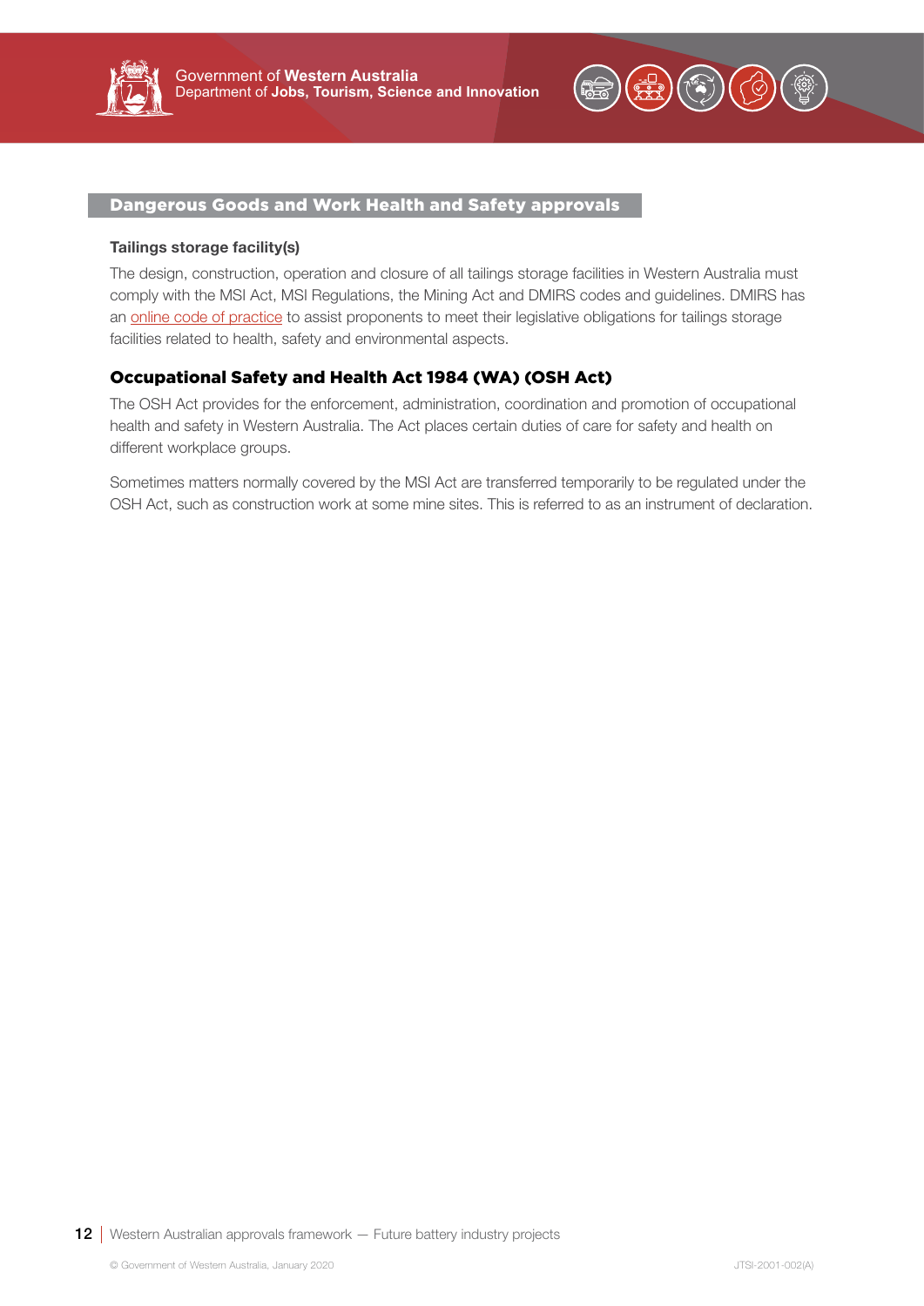## Dangerous Goods and Work Health and Safety approvals

**Tailings storage facility(s)**

The design, construction, operation and closure of all tailings storage facilities in Western Australia must comply with the MSI Act, MSI Regulations, the Mining Act and DMIRS codes and guidelines. DMIRS has an online code of practice to assist proponents to meet their legislative obligations for tailings storage facilities related to health, safety and environmental aspects.

### Occupational Safety and Health Act 1984 (WA) (OSH Act)

The OSH Act provides for the enforcement, administration, coordination and promotion of occupational health and safety in Western Australia. The Act places certain duties of care for safety and health on different workplace groups.

Sometimes matters normally covered by the MSI Act are transferred temporarily to be regulated under the OSH Act, such as construction work at some mine sites. This is referred to as an instrument of declaration.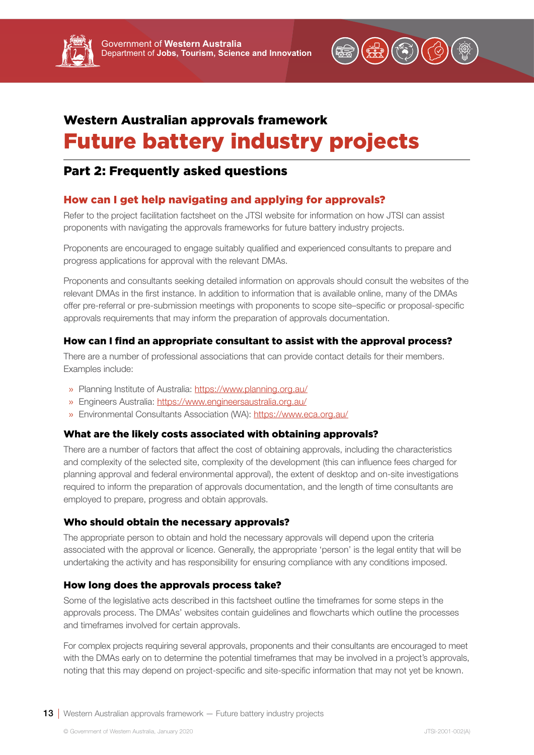## Western Australian approvals framework

# Future battery industry projects

## Part 2: Frequently asked questions

### How can I get help navigating and applying for approvals?

Refer to the project facilitation factsheet on the JTSI website for information on how JTSI can assist proponents with navigating the approvals frameworks for future battery industry projects.

Proponents are encouraged to engage suitably qualified and experienced consultants to prepare and progress applications for approval with the relevant DMAs.

Proponents and consultants seeking detailed information on approvals should consult the websites of the relevant DMAs in the first instance. In addition to information that is available online, many of the DMAs offer pre-referral or pre-submission meetings with proponents to scope site–specific or proposal-specific approvals requirements that may inform the preparation of approvals documentation.

### How can I find an appropriate consultant to assist with the approval process?

There are a number of professional associations that can provide contact details for their members. Examples include:

- Planning Institute of Australia: https://www.planning.org.au/
- Engineers Australia: https://www.engineersaustralia.org.au/
- Environmental Consultants Association (WA): https://www.eca.org.au/

### What are the likely costs associated with obtaining approvals?

There are a number of factors that affect the cost of obtaining approvals, including the characteristics and complexity of the selected site, complexity of the development (this can influence fees charged for planning approval and federal environmental approval), the extent of desktop and on-site investigations required to inform the preparation of approvals documentation, and the length of time consultants are employed to prepare, progress and obtain approvals.

### Who should obtain the necessary approvals?

The appropriate person to obtain and hold the necessary approvals will depend upon the criteria associated with the approval or licence. Generally, the appropriate 'person' is the legal entity that will be undertaking the activity and has responsibility for ensuring compliance with any conditions imposed.

### How long does the approvals process take?

Some of the legislative acts described in this factsheet outline the timeframes for some steps in the approvals process. The DMAs' websites contain guidelines and flowcharts which outline the processes and timeframes involved for certain approvals.

For complex projects requiring several approvals, proponents and their consultants are encouraged to meet with the DMAs early on to determine the potential timeframes that may be involved in a project's approvals, noting that this may depend on project-specific and site-specific information that may not yet be known.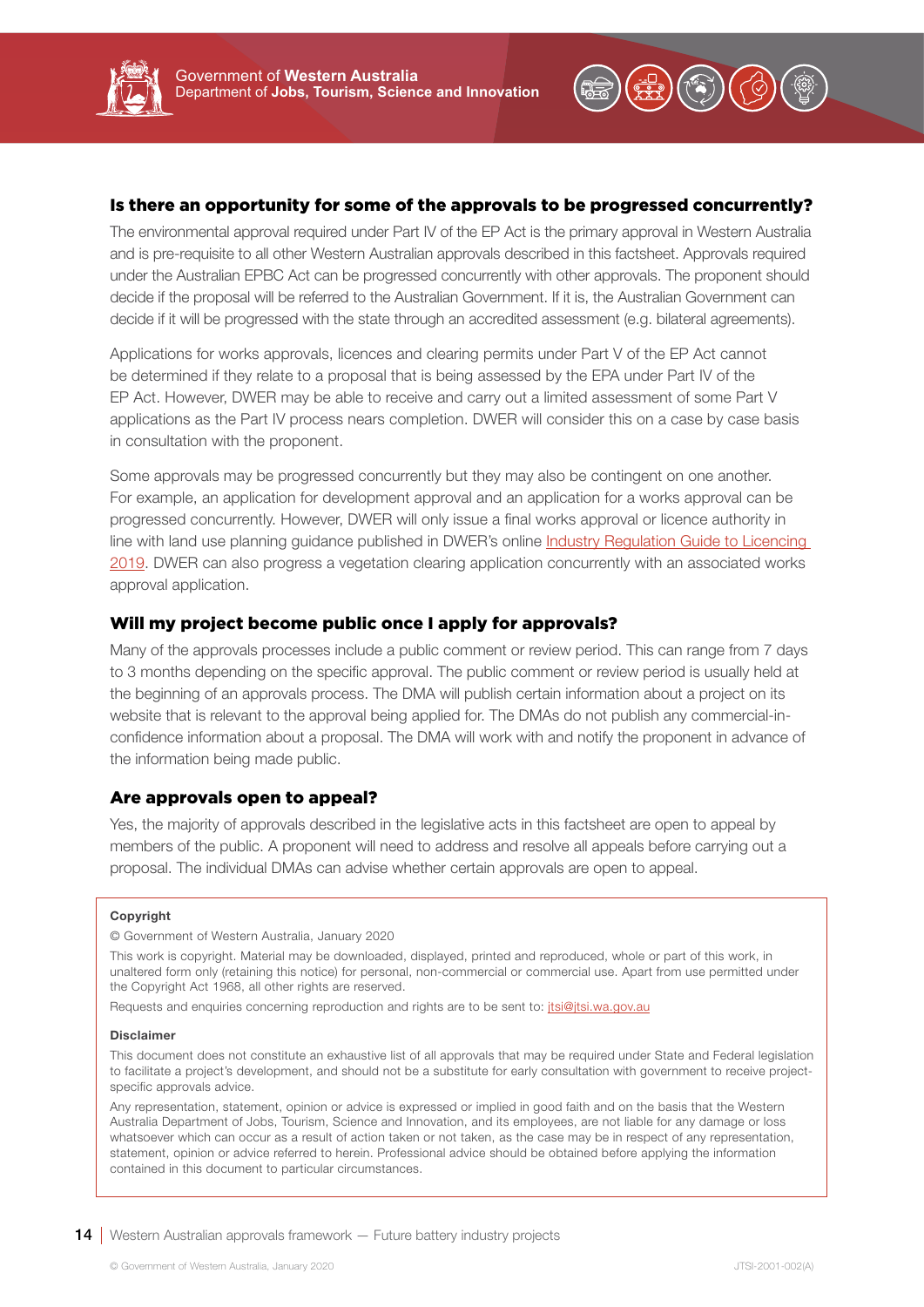## Is there an opportunity for some of the approvals to be progressed concurrently?

The environmental approval required under Part IV of the EP Act is the primary approval in Western Australia and is pre-requisite to all other Western Australian approvals described in this factsheet. Approvals required under the Australian EPBC Act can be progressed concurrently with other approvals. The proponent should decide if the proposal will be referred to the Australian Government. If it is, the Australian Government can decide if it will be progressed with the state through an accredited assessment (e.g. bilateral agreements).

Applications for works approvals, licences and clearing permits under Part V of the EP Act cannot be determined if they relate to a proposal that is being assessed by the EPA under Part IV of the EP Act. However, DWER may be able to receive and carry out a limited assessment of some Part V applications as the Part IV process nears completion. DWER will consider this on a case by case basis in consultation with the proponent.

Some approvals may be progressed concurrently but they may also be contingent on one another. For example, an application for development approval and an application for a works approval can be progressed concurrently. However, DWER will only issue a final works approval or licence authority in line with land use planning guidance published in DWER's online [Industry Regulation Guide to Licencing 2019](). DWER can also progress a vegetation clearing application concurrently with an associated works approval application.

## Will my project become public once I apply for approvals?

Many of the approvals processes include a public comment or review period. This can range from 7 days to 3 months depending on the specific approval. The public comment or review period is usually held at the beginning of an approvals process. The DMA will publish certain information about a project on its website that is relevant to the approval being applied for. The DMAs do not publish any commercial-in-confidence information about a proposal. The DMA will work with and notify the proponent in advance of the information being made public.

## Are approvals open to appeal?

Yes, the majority of approvals described in the legislative acts in this factsheet are open to appeal by members of the public. A proponent will need to address and resolve all appeals before carrying out a proposal. The individual DMAs can advise whether certain approvals are open to appeal.

**Copyright**

© Government of Western Australia, January 2020

This work is copyright. Material may be downloaded, displayed, printed and reproduced, whole or part of this work, in unaltered form only (retaining this notice) for personal, non-commercial or commercial use. Apart from use permitted under the Copyright Act 1968, all other rights are reserved.

Requests and enquiries concerning reproduction and rights are to be sent to: jtsi@jtsi.wa.gov.au

**Disclaimer**

This document does not constitute an exhaustive list of all approvals that may be required under State and Federal legislation to facilitate a project's development, and should not be a substitute for early consultation with government to receive project-specific approvals advice.

Any representation, statement, opinion or advice is expressed or implied in good faith and on the basis that the Western Australia Department of Jobs, Tourism, Science and Innovation, and its employees, are not liable for any damage or loss whatsoever which can occur as a result of action taken or not taken, as the case may be in respect of any representation, statement, opinion or advice referred to herein. Professional advice should be obtained before applying the information contained in this document to particular circumstances.

JTSI-2001-002(A)